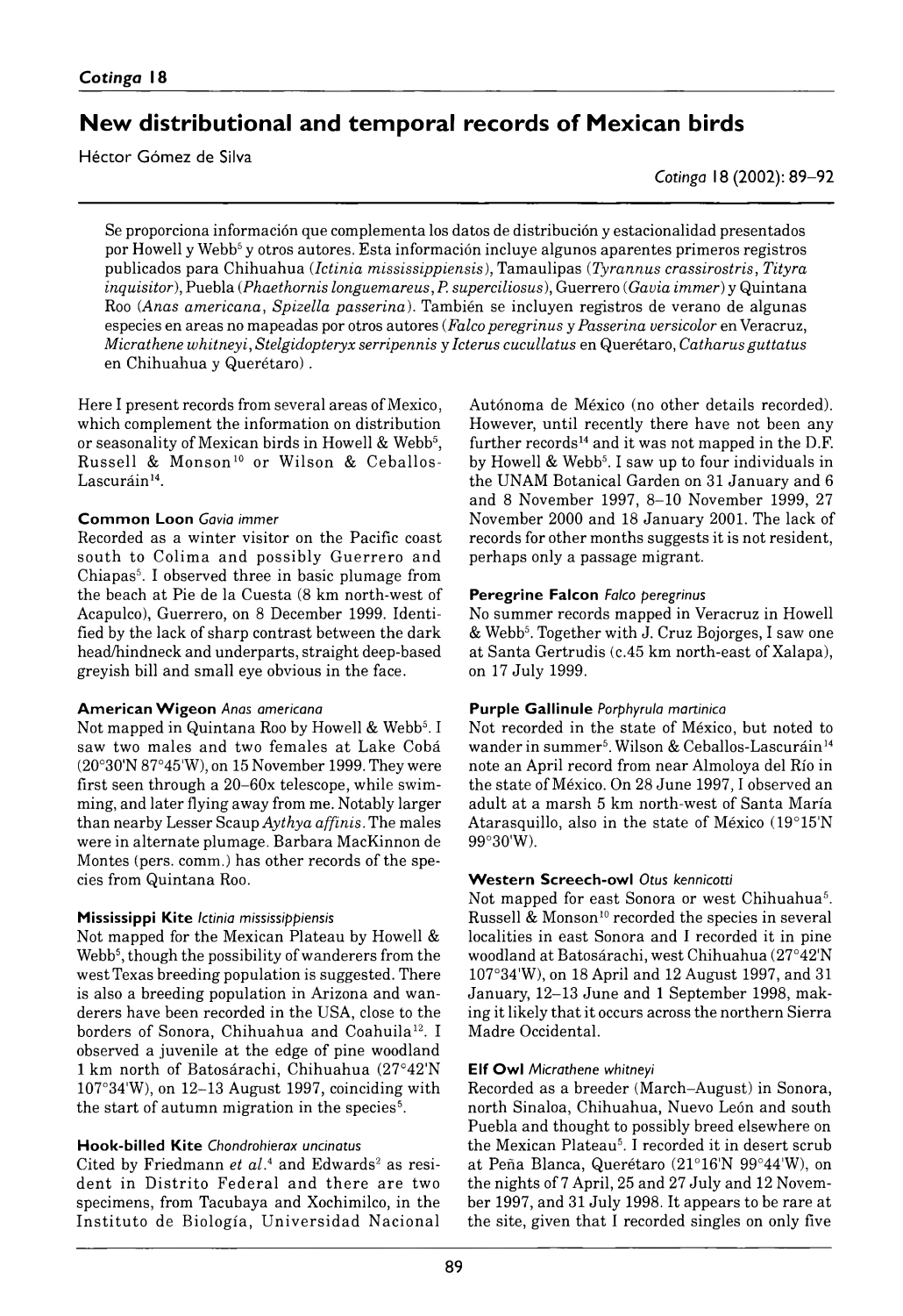# New distributional and temporal records of Mexican birds

Héctor Gómez de Silva

Se proporciona información que complementa los datos de distribución y estacionalidad presentados por Howell y Webb[5] y otros autores. Esta información incluye algunos aparentes primeros registros publicados para Chihuahua (*Ictinia mississippiensis*), Tamaulipas (*Tyrannus crassirostris*, *Tityra inquisitor*), Puebla (*Phaethornis longuemareus*, *P. superciliosus*), Guerrero (*Gavia immer*) y Quintana Roo (*Anas americana*, *Spizella passerina*). También se incluyen registros de verano de algunas especies en areas no mapeadas por otros autores (*Falco peregrinus* y *Passerina versicolor* en Veracruz, *Micrathene whitneyi*, *Stelgidopteryx serripennis* y *Icterus cucullatus* en Querétaro, *Catharus guttatus* en Chihuahua y Querétaro).

Here I present records from several areas of Mexico, which complement the information on distribution or seasonality of Mexican birds in Howell & Webb[5], Russell & Monson[10] or Wilson & Ceballos-Lascuráin[14].

### Common Loon *Gavia immer*

Recorded as a winter visitor on the Pacific coast south to Colima and possibly Guerrero and Chiapas[5]. I observed three in basic plumage from the beach at Pie de la Cuesta (8 km north-west of Acapulco), Guerrero, on 8 December 1999. Identified by the lack of sharp contrast between the dark head/hindneck and underparts, straight deep-based greyish bill and small eye obvious in the face.

### American Wigeon *Anas americana*

Not mapped in Quintana Roo by Howell & Webb[5]. I saw two males and two females at Lake Cobá (20°30'N 87°45'W), on 15 November 1999. They were first seen through a 20–60x telescope, while swimming, and later flying away from me. Notably larger than nearby Lesser Scaup *Aythya affinis*. The males were in alternate plumage. Barbara MacKinnon de Montes (pers. comm.) has other records of the species from Quintana Roo.

### Mississippi Kite *Ictinia mississippiensis*

Not mapped for the Mexican Plateau by Howell & Webb[5], though the possibility of wanderers from the west Texas breeding population is suggested. There is also a breeding population in Arizona and wanderers have been recorded in the USA, close to the borders of Sonora, Chihuahua and Coahuila[12]. I observed a juvenile at the edge of pine woodland 1 km north of Batosárachi, Chihuahua (27°42'N 107°34'W), on 12–13 August 1997, coinciding with the start of autumn migration in the species[5].

### Hook-billed Kite *Chondrohierax uncinatus*

Cited by Friedmann *et al.*[4] and Edwards[2] as resident in Distrito Federal and there are two specimens, from Tacubaya and Xochimilco, in the Instituto de Biología, Universidad Nacional Autónoma de México (no other details recorded). However, until recently there have not been any further records[14] and it was not mapped in the D.F. by Howell & Webb[5]. I saw up to four individuals in the UNAM Botanical Garden on 31 January and 6 and 8 November 1997, 8–10 November 1999, 27 November 2000 and 18 January 2001. The lack of records for other months suggests it is not resident, perhaps only a passage migrant.

### Peregrine Falcon *Falco peregrinus*

No summer records mapped in Veracruz in Howell & Webb[5]. Together with J. Cruz Bojorges, I saw one at Santa Gertrudis (c.45 km north-east of Xalapa), on 17 July 1999.

### Purple Gallinule *Porphyrula martinica*

Not recorded in the state of México, but noted to wander in summer[5]. Wilson & Ceballos-Lascuráin[14] note an April record from near Almoloya del Río in the state of México. On 28 June 1997, I observed an adult at a marsh 5 km north-west of Santa María Atarasquillo, also in the state of México (19°15'N 99°30'W).

### Western Screech-owl *Otus kennicotti*

Not mapped for east Sonora or west Chihuahua[5]. Russell & Monson[10] recorded the species in several localities in east Sonora and I recorded it in pine woodland at Batosárachi, west Chihuahua (27°42'N 107°34'W), on 18 April and 12 August 1997, and 31 January, 12–13 June and 1 September 1998, making it likely that it occurs across the northern Sierra Madre Occidental.

### Elf Owl *Micrathene whitneyi*

Recorded as a breeder (March–August) in Sonora, north Sinaloa, Chihuahua, Nuevo León and south Puebla and thought to possibly breed elsewhere on the Mexican Plateau[5]. I recorded it in desert scrub at Peña Blanca, Querétaro (21°16'N 99°44'W), on the nights of 7 April, 25 and 27 July and 12 November 1997, and 31 July 1998. It appears to be rare at the site, given that I recorded singles on only five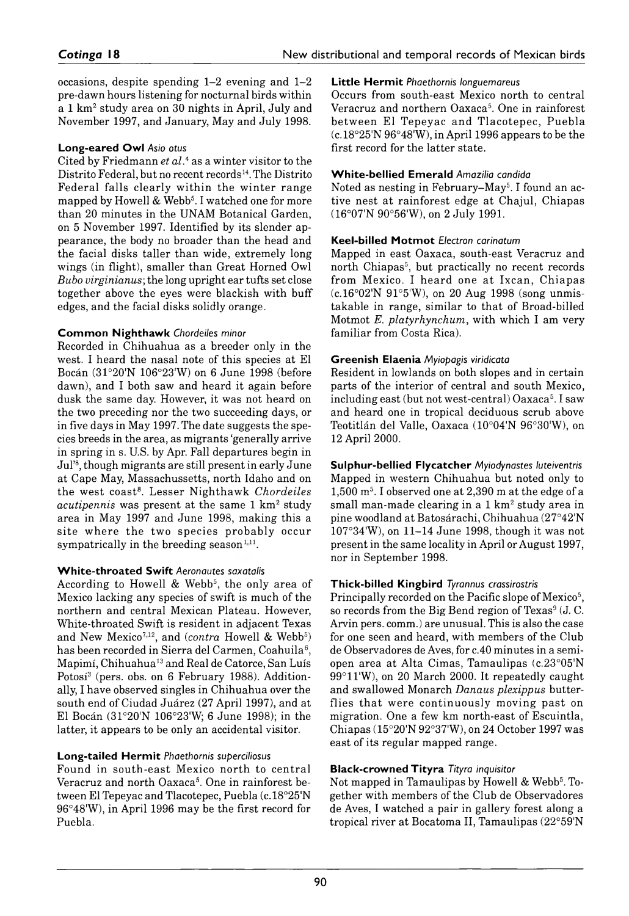occasions, despite spending 1–2 evening and 1–2 pre-dawn hours listening for nocturnal birds within a 1 km$^2$ study area on 30 nights in April, July and November 1997, and January, May and July 1998.

### Long-eared Owl *Asio otus*

Cited by Friedmann *et al.*[4] as a winter visitor to the Distrito Federal, but no recent records[14]. The Distrito Federal falls clearly within the winter range mapped by Howell & Webb[5]. I watched one for more than 20 minutes in the UNAM Botanical Garden, on 5 November 1997. Identified by its slender appearance, the body no broader than the head and the facial disks taller than wide, extremely long wings (in flight), smaller than Great Horned Owl *Bubo virginianus*; the long upright ear tufts set close together above the eyes were blackish with buff edges, and the facial disks solidly orange.

### Common Nighthawk *Chordeiles minor*

Recorded in Chihuahua as a breeder only in the west. I heard the nasal note of this species at El Bocán (31°20'N 106°23'W) on 6 June 1998 (before dawn), and I both saw and heard it again before dusk the same day. However, it was not heard on the two preceding nor the two succeeding days, or in five days in May 1997. The date suggests the species breeds in the area, as migrants 'generally arrive in spring in s. U.S. by Apr. Fall departures begin in Jul'[8], though migrants are still present in early June at Cape May, Massachussetts, north Idaho and on the west coast[8]. Lesser Nighthawk *Chordeiles acutipennis* was present at the same 1 km$^2$ study area in May 1997 and June 1998, making this a site where the two species probably occur sympatrically in the breeding season[1,11].

### White-throated Swift *Aeronautes saxatalis*

According to Howell & Webb[5], the only area of Mexico lacking any species of swift is much of the northern and central Mexican Plateau. However, White-throated Swift is resident in adjacent Texas and New Mexico[7,12], and (*contra* Howell & Webb[5]) has been recorded in Sierra del Carmen, Coahuila[6], Mapimí, Chihuahua[13] and Real de Catorce, San Luís Potosí[3] (pers. obs. on 6 February 1988). Additionally, I have observed singles in Chihuahua over the south end of Ciudad Juárez (27 April 1997), and at El Bocán (31°20'N 106°23'W; 6 June 1998); in the latter, it appears to be only an accidental visitor.

### Long-tailed Hermit *Phaethornis superciliosus*

Found in south-east Mexico north to central Veracruz and north Oaxaca[5]. One in rainforest between El Tepeyac and Tlacotepec, Puebla (c.18°25'N 96°48'W), in April 1996 may be the first record for Puebla.

### Little Hermit *Phaethornis longuemareus*

Occurs from south-east Mexico north to central Veracruz and northern Oaxaca[5]. One in rainforest between El Tepeyac and Tlacotepec, Puebla (c.18°25'N 96°48'W), in April 1996 appears to be the first record for the latter state.

### White-bellied Emerald *Amazilia candida*

Noted as nesting in February–May[5]. I found an active nest at rainforest edge at Chajul, Chiapas (16°07'N 90°56'W), on 2 July 1991.

### Keel-billed Motmot *Electron carinatum*

Mapped in east Oaxaca, south-east Veracruz and north Chiapas[5], but practically no recent records from Mexico. I heard one at Ixcan, Chiapas (c.16°02'N 91°5'W), on 20 Aug 1998 (song unmistakable in range, similar to that of Broad-billed Motmot *E. platyrhynchum*, with which I am very familiar from Costa Rica).

### Greenish Elaenia *Myiopagis viridicata*

Resident in lowlands on both slopes and in certain parts of the interior of central and south Mexico, including east (but not west-central) Oaxaca[5]. I saw and heard one in tropical deciduous scrub above Teotitlán del Valle, Oaxaca (10°04'N 96°30'W), on 12 April 2000.

### Sulphur-bellied Flycatcher *Myiodynastes luteiventris*

Mapped in western Chihuahua but noted only to 1,500 m[5]. I observed one at 2,390 m at the edge of a small man-made clearing in a 1 km$^2$ study area in pine woodland at Batosárachi, Chihuahua (27°42'N 107°34'W), on 11–14 June 1998, though it was not present in the same locality in April or August 1997, nor in September 1998.

### Thick-billed Kingbird *Tyrannus crassirostris*

Principally recorded on the Pacific slope of Mexico[5], so records from the Big Bend region of Texas[9] (J. C. Arvin pers. comm.) are unusual. This is also the case for one seen and heard, with members of the Club de Observadores de Aves, for c.40 minutes in a semi-open area at Alta Cimas, Tamaulipas (c.23°05'N 99°11'W), on 20 March 2000. It repeatedly caught and swallowed Monarch *Danaus plexippus* butterflies that were continuously moving past on migration. One a few km north-east of Escuintla, Chiapas (15°20'N 92°37'W), on 24 October 1997 was east of its regular mapped range.

### Black-crowned Tityra *Tityra inquisitor*

Not mapped in Tamaulipas by Howell & Webb[5]. Together with members of the Club de Observadores de Aves, I watched a pair in gallery forest along a tropical river at Bocatoma II, Tamaulipas (22°59'N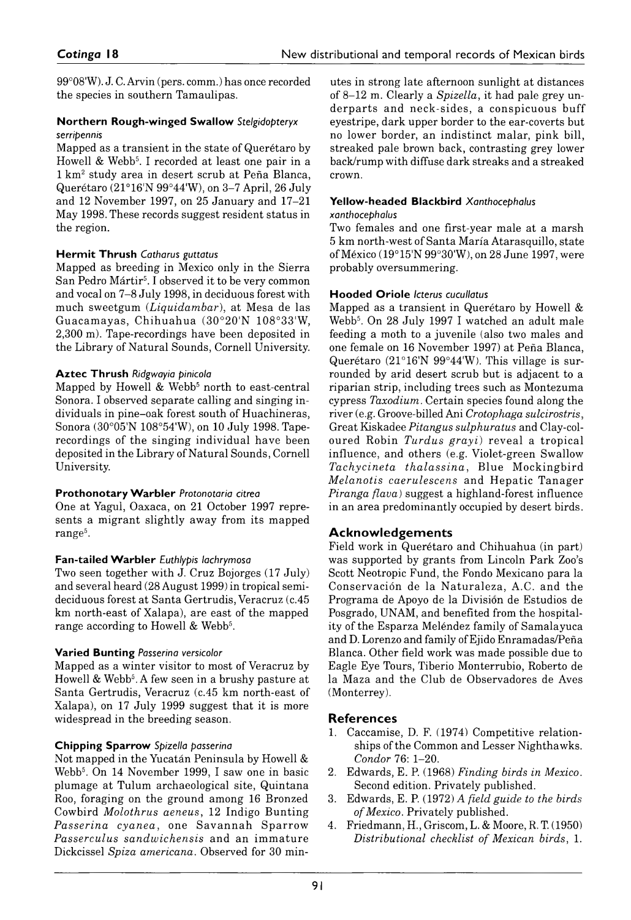99°08'W). J. C. Arvin (pers. comm.) has once recorded the species in southern Tamaulipas.

**Northern Rough-winged Swallow** *Stelgidopteryx serripennis*

Mapped as a transient in the state of Querétaro by Howell & Webb[5]. I recorded at least one pair in a 1 km² study area in desert scrub at Peña Blanca, Querétaro (21°16'N 99°44'W), on 3–7 April, 26 July and 12 November 1997, on 25 January and 17–21 May 1998. These records suggest resident status in the region.

**Hermit Thrush** *Catharus guttatus*

Mapped as breeding in Mexico only in the Sierra San Pedro Mártir[5]. I observed it to be very common and vocal on 7–8 July 1998, in deciduous forest with much sweetgum (*Liquidambar*), at Mesa de las Guacamayas, Chihuahua (30°20'N 108°33'W, 2,300 m). Tape-recordings have been deposited in the Library of Natural Sounds, Cornell University.

**Aztec Thrush** *Ridgwayia pinicola*

Mapped by Howell & Webb[5] north to east-central Sonora. I observed separate calling and singing individuals in pine–oak forest south of Huachineras, Sonora (30°05'N 108°54'W), on 10 July 1998. Tape-recordings of the singing individual have been deposited in the Library of Natural Sounds, Cornell University.

**Prothonotary Warbler** *Protonotaria citrea*

One at Yagul, Oaxaca, on 21 October 1997 represents a migrant slightly away from its mapped range[5].

**Fan-tailed Warbler** *Euthlypis lachrymosa*

Two seen together with J. Cruz Bojorges (17 July) and several heard (28 August 1999) in tropical semi-deciduous forest at Santa Gertrudis, Veracruz (c.45 km north-east of Xalapa), are east of the mapped range according to Howell & Webb[5].

**Varied Bunting** *Passerina versicolor*

Mapped as a winter visitor to most of Veracruz by Howell & Webb[5]. A few seen in a brushy pasture at Santa Gertrudis, Veracruz (c.45 km north-east of Xalapa), on 17 July 1999 suggest that it is more widespread in the breeding season.

**Chipping Sparrow** *Spizella passerina*

Not mapped in the Yucatán Peninsula by Howell & Webb[5]. On 14 November 1999, I saw one in basic plumage at Tulum archaeological site, Quintana Roo, foraging on the ground among 16 Bronzed Cowbird *Molothrus aeneus*, 12 Indigo Bunting *Passerina cyanea*, one Savannah Sparrow *Passerculus sandwichensis* and an immature Dickcissel *Spiza americana*. Observed for 30 minutes in strong late afternoon sunlight at distances of 8–12 m. Clearly a *Spizella*, it had pale grey underparts and neck-sides, a conspicuous buff eyestripe, dark upper border to the ear-coverts but no lower border, an indistinct malar, pink bill, streaked pale brown back, contrasting grey lower back/rump with diffuse dark streaks and a streaked crown.

**Yellow-headed Blackbird** *Xanthocephalus xanthocephalus*

Two females and one first-year male at a marsh 5 km north-west of Santa María Atarasquillo, state of México (19°15'N 99°30'W), on 28 June 1997, were probably oversummering.

**Hooded Oriole** *Icterus cucullatus*

Mapped as a transient in Querétaro by Howell & Webb[5]. On 28 July 1997 I watched an adult male feeding a moth to a juvenile (also two males and one female on 16 November 1997) at Peña Blanca, Querétaro (21°16'N 99°44'W). This village is surrounded by arid desert scrub but is adjacent to a riparian strip, including trees such as Montezuma cypress *Taxodium*. Certain species found along the river (e.g. Groove-billed Ani *Crotophaga sulcirostris*, Great Kiskadee *Pitangus sulphuratus* and Clay-coloured Robin *Turdus grayi*) reveal a tropical influence, and others (e.g. Violet-green Swallow *Tachycineta thalassina*, Blue Mockingbird *Melanotis caerulescens* and Hepatic Tanager *Piranga flava*) suggest a highland-forest influence in an area predominantly occupied by desert birds.

## Acknowledgements

Field work in Querétaro and Chihuahua (in part) was supported by grants from Lincoln Park Zoo's Scott Neotropic Fund, the Fondo Mexicano para la Conservación de la Naturaleza, A.C. and the Programa de Apoyo de la División de Estudios de Posgrado, UNAM, and benefited from the hospitality of the Esparza Meléndez family of Samalayuca and D. Lorenzo and family of Ejido Enramadas/Peña Blanca. Other field work was made possible due to Eagle Eye Tours, Tiberio Monterrubio, Roberto de la Maza and the Club de Observadores de Aves (Monterrey).

## References

1. Caccamise, D. F. (1974) Competitive relationships of the Common and Lesser Nighthawks. *Condor* 76: 1–20.
2. Edwards, E. P. (1968) *Finding birds in Mexico*. Second edition. Privately published.
3. Edwards, E. P. (1972) *A field guide to the birds of Mexico*. Privately published.
4. Friedmann, H., Griscom, L. & Moore, R. T. (1950) *Distributional checklist of Mexican birds*, 1.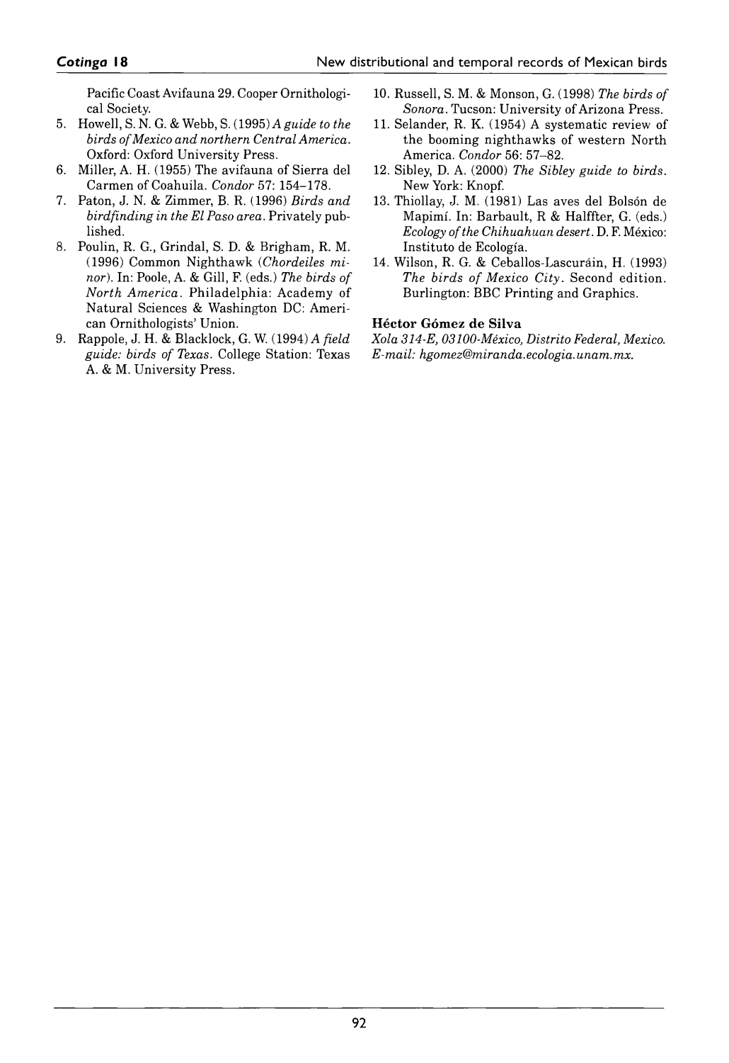Pacific Coast Avifauna 29. Cooper Ornithological Society.

5. Howell, S. N. G. & Webb, S. (1995) *A guide to the birds of Mexico and northern Central America*. Oxford: Oxford University Press.
6. Miller, A. H. (1955) The avifauna of Sierra del Carmen of Coahuila. *Condor* 57: 154–178.
7. Paton, J. N. & Zimmer, B. R. (1996) *Birds and birdfinding in the El Paso area*. Privately published.
8. Poulin, R. G., Grindal, S. D. & Brigham, R. M. (1996) Common Nighthawk (*Chordeiles minor*). In: Poole, A. & Gill, F. (eds.) *The birds of North America*. Philadelphia: Academy of Natural Sciences & Washington DC: American Ornithologists' Union.
9. Rappole, J. H. & Blacklock, G. W. (1994) *A field guide: birds of Texas*. College Station: Texas A. & M. University Press.
10. Russell, S. M. & Monson, G. (1998) *The birds of Sonora*. Tucson: University of Arizona Press.
11. Selander, R. K. (1954) A systematic review of the booming nighthawks of western North America. *Condor* 56: 57–82.
12. Sibley, D. A. (2000) *The Sibley guide to birds*. New York: Knopf.
13. Thiollay, J. M. (1981) Las aves del Bolsón de Mapimí. In: Barbault, R & Halffter, G. (eds.) *Ecology of the Chihuahuan desert*. D. F. México: Instituto de Ecología.
14. Wilson, R. G. & Ceballos-Lascuráin, H. (1993) *The birds of Mexico City*. Second edition. Burlington: BBC Printing and Graphics.

**Héctor Gómez de Silva**

*Xola 314-E, 03100-México, Distrito Federal, Mexico. E-mail: hgomez@miranda.ecologia.unam.mx.*